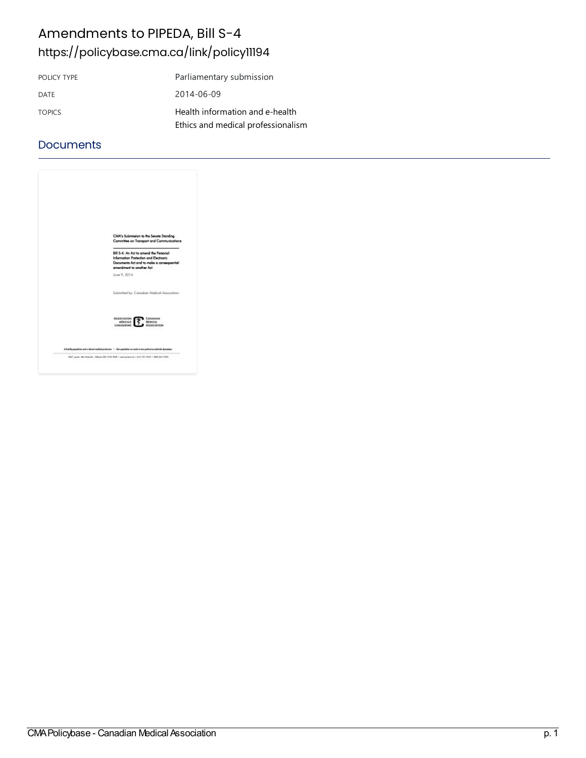# Amendments to PIPEDA, Bill S-4

https://policybase.cma.ca/link/policy11194

| | |
|---|---|
| POLICY TYPE | Parliamentary submission |
| DATE | 2014-06-09 |
| TOPICS | Health information and e-health<br>Ethics and medical professionalism |

## Documents

CMA's Submission to the Senate Standing Committee on Transport and Communications

Bill S-4: An Act to amend the Personal Information Protection and Electronic Documents Act and to make a consequential amendment to another Act

June 9, 2014

Submitted by: Canadian Medical Association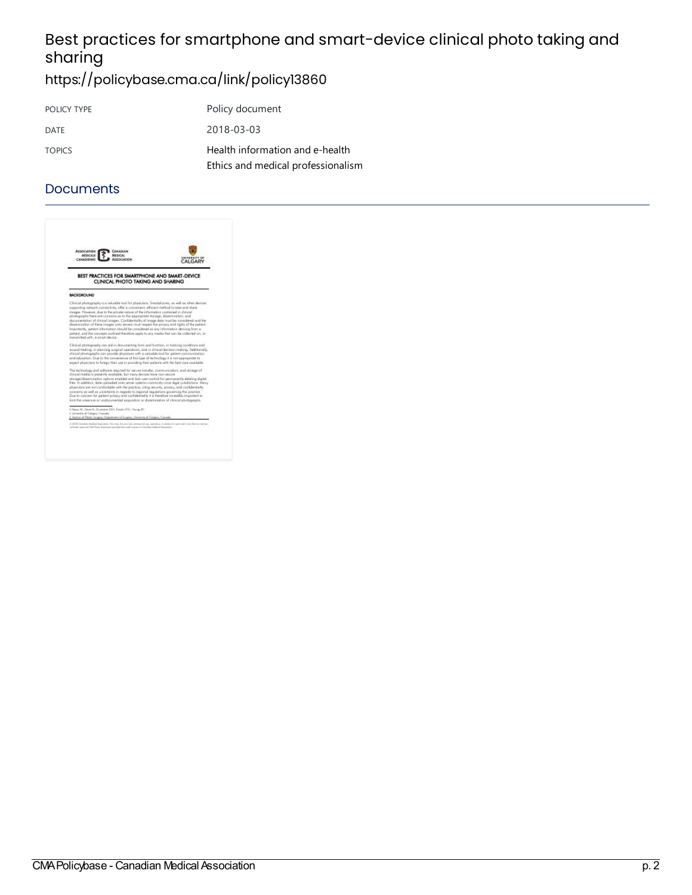# Best practices for smartphone and smart-device clinical photo taking and sharing

https://policybase.cma.ca/link/policy13860

| | |
|---|---|
| POLICY TYPE | Policy document |
| DATE | 2018-03-03 |
| TOPICS | Health information and e-health<br>Ethics and medical professionalism |

## Documents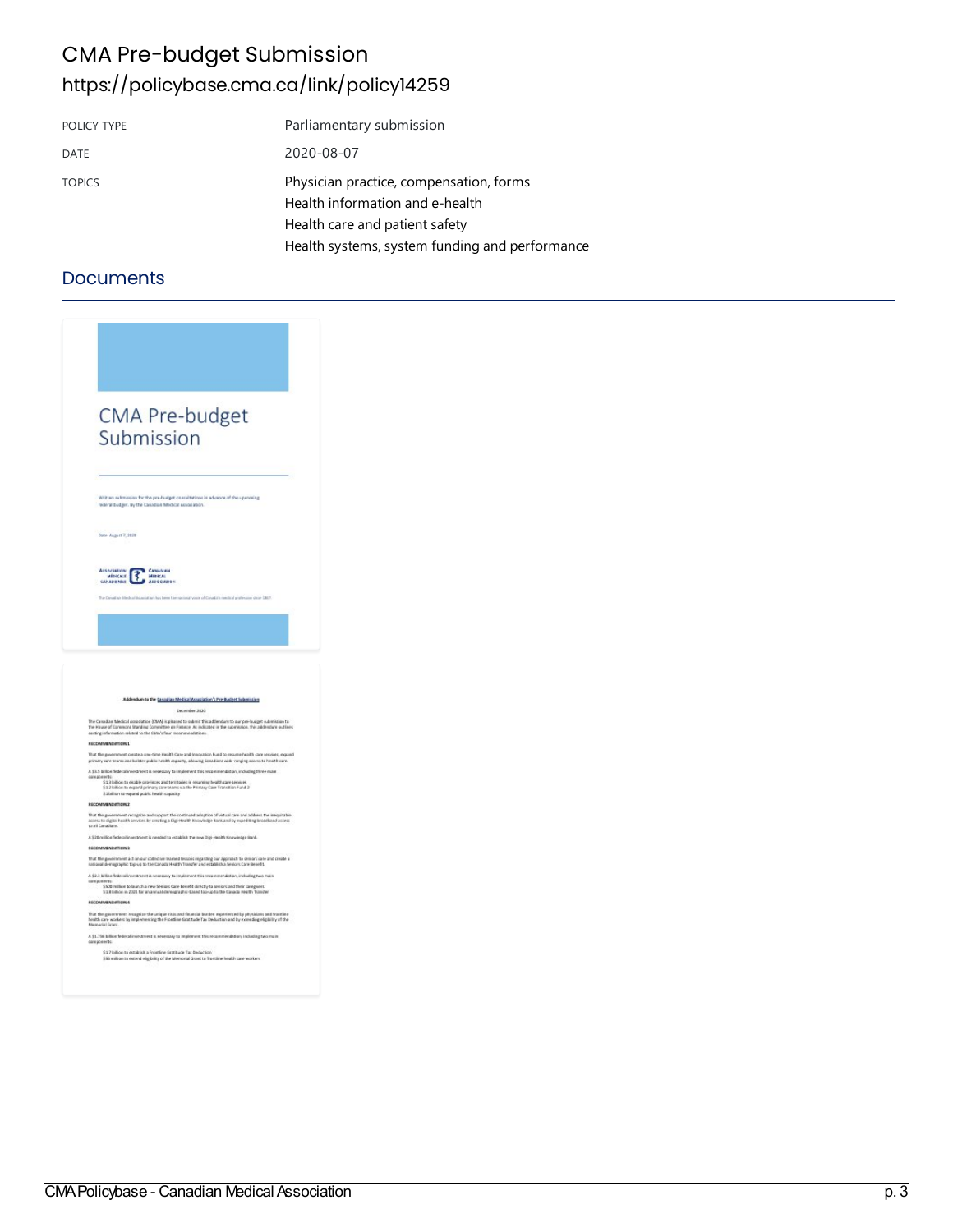# CMA Pre-budget Submission

https://policybase.cma.ca/link/policy14259

| | |
|---|---|
| POLICY TYPE | Parliamentary submission |
| DATE | 2020-08-07 |
| TOPICS | Physician practice, compensation, forms<br>Health information and e-health<br>Health care and patient safety<br>Health systems, system funding and performance |

## Documents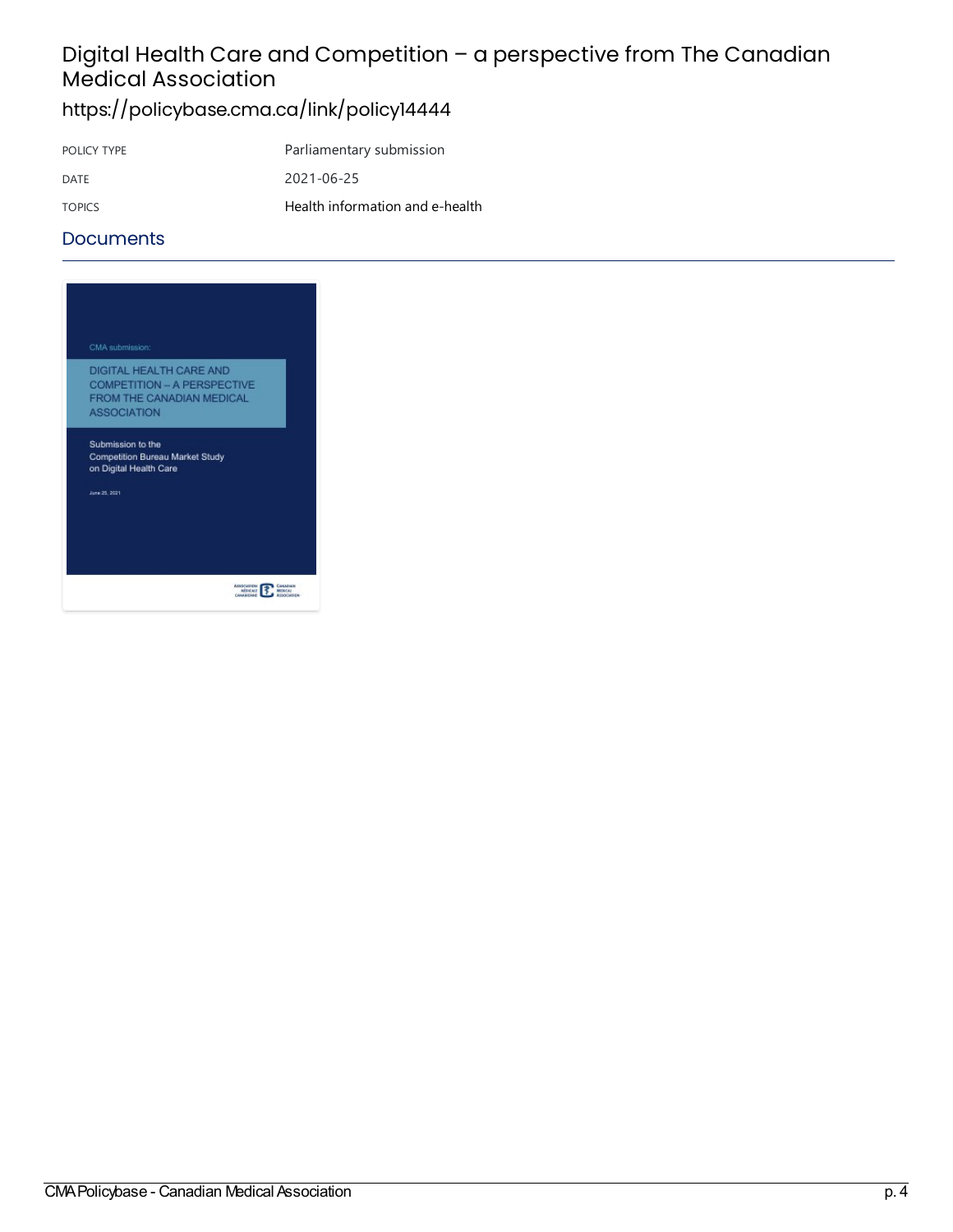# Digital Health Care and Competition – a perspective from The Canadian Medical Association

https://policybase.cma.ca/link/policy14444

| | |
|---|---|
| POLICY TYPE | Parliamentary submission |
| DATE | 2021-06-25 |
| TOPICS | Health information and e-health |

## Documents

CMA submission:

DIGITAL HEALTH CARE AND COMPETITION – A PERSPECTIVE FROM THE CANADIAN MEDICAL ASSOCIATION

Submission to the Competition Bureau Market Study on Digital Health Care

June 25, 2021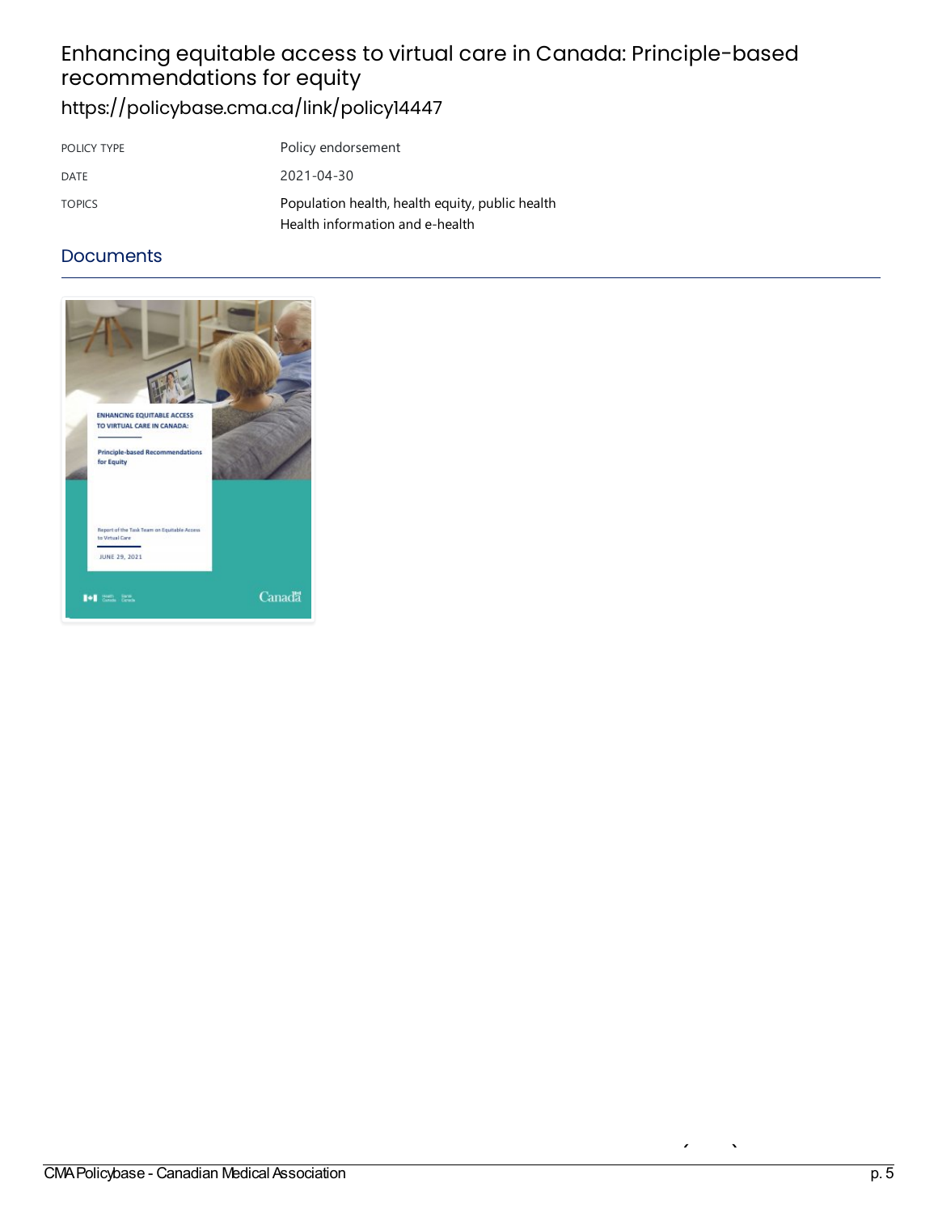# Enhancing equitable access to virtual care in Canada: Principle-based recommendations for equity

https://policybase.cma.ca/link/policy14447

| | |
|---|---|
| POLICY TYPE | Policy endorsement |
| DATE | 2021-04-30 |
| TOPICS | Population health, health equity, public health<br>Health information and e-health |

## Documents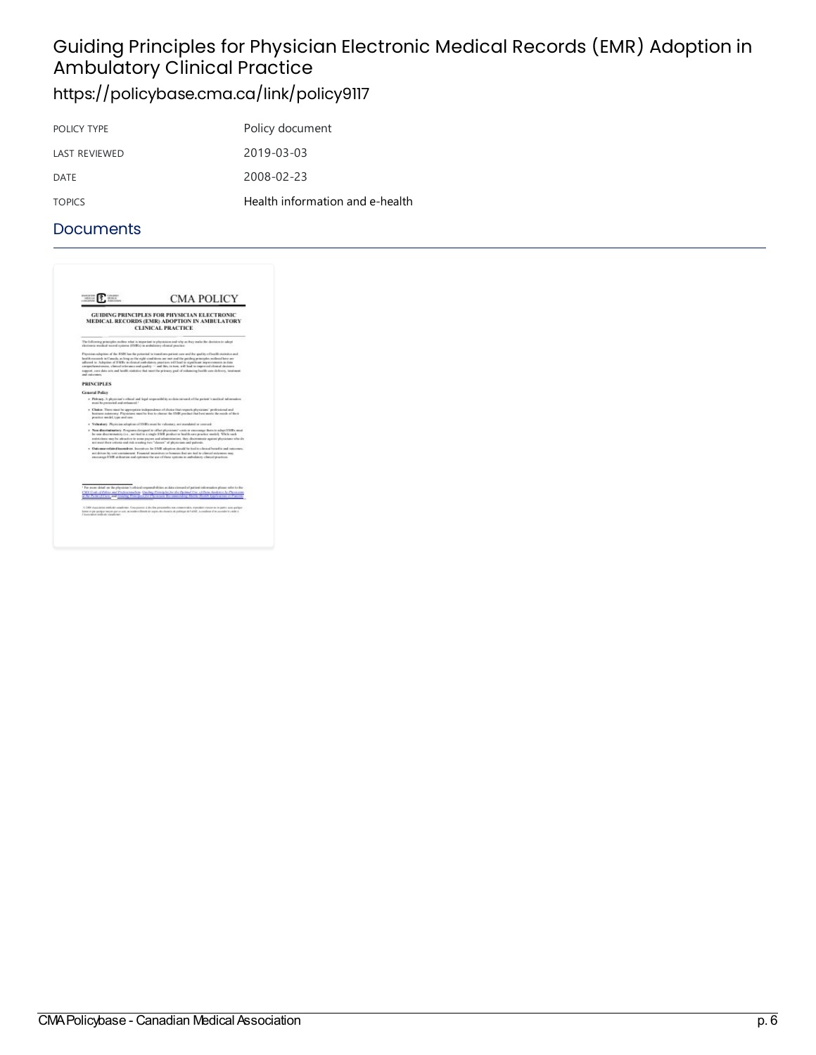# Guiding Principles for Physician Electronic Medical Records (EMR) Adoption in Ambulatory Clinical Practice

https://policybase.cma.ca/link/policy9117

| | |
|---|---|
| POLICY TYPE | Policy document |
| LAST REVIEWED | 2019-03-03 |
| DATE | 2008-02-23 |
| TOPICS | Health information and e-health |

## Documents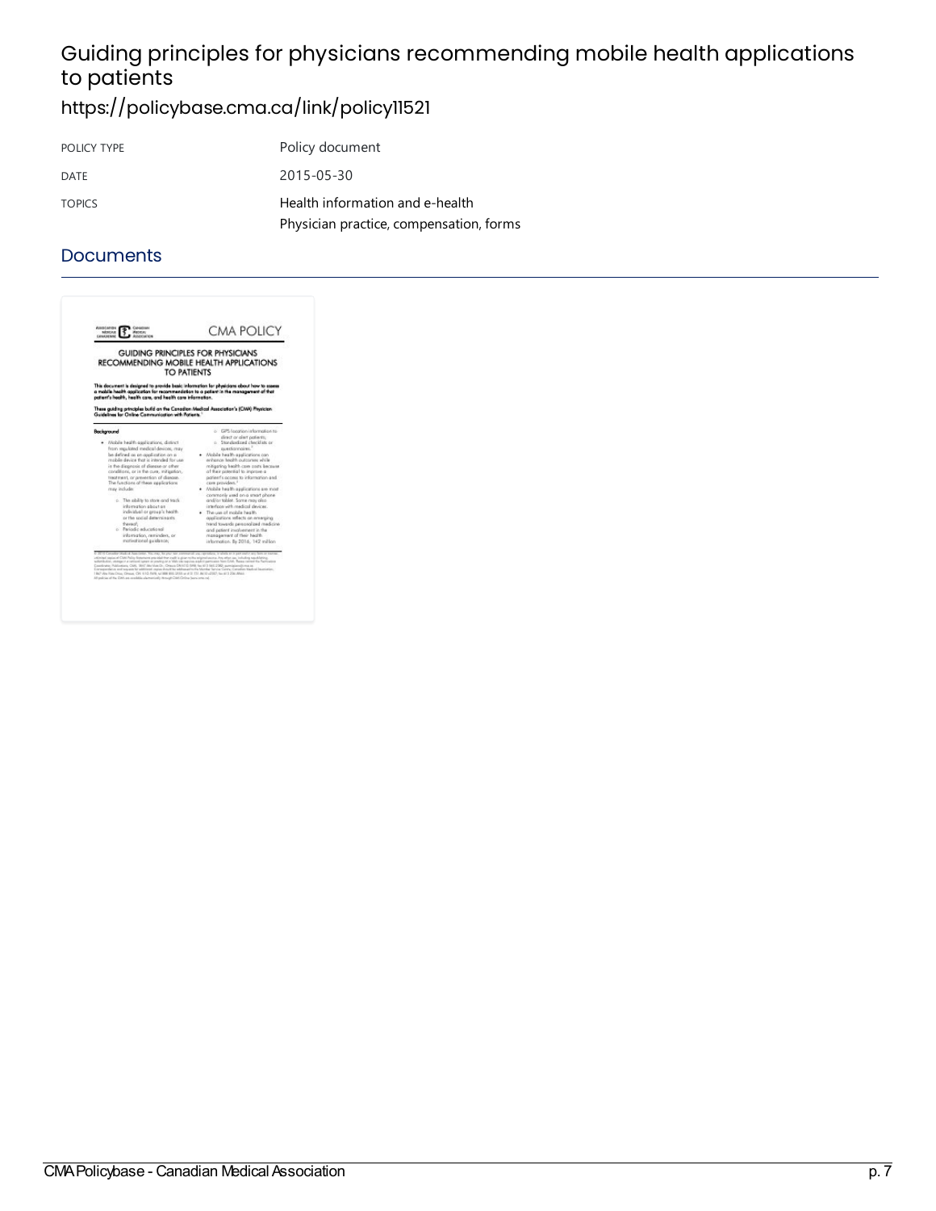# Guiding principles for physicians recommending mobile health applications to patients

https://policybase.cma.ca/link/policy11521

| | |
|---|---|
| POLICY TYPE | Policy document |
| DATE | 2015-05-30 |
| TOPICS | Health information and e-health<br>Physician practice, compensation, forms |

## Documents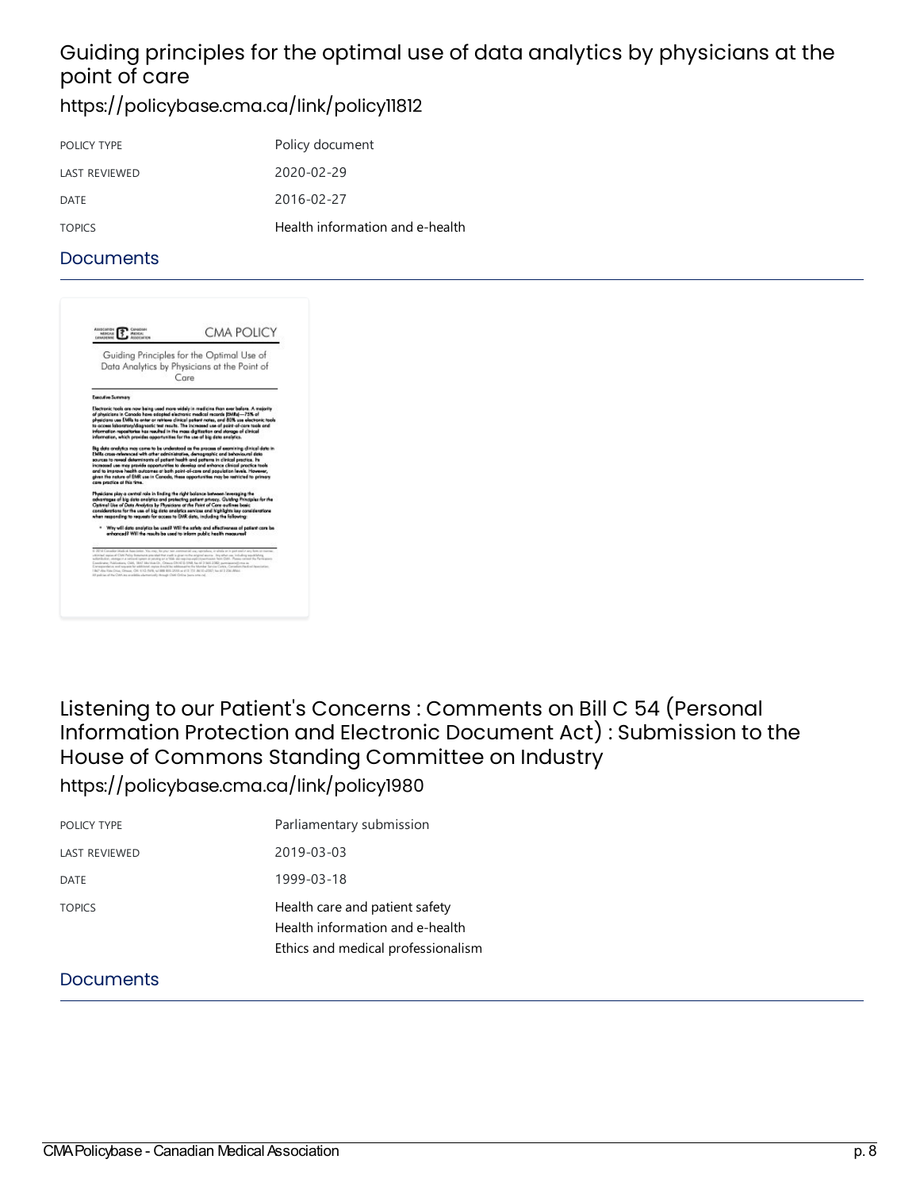## Guiding principles for the optimal use of data analytics by physicians at the point of care

https://policybase.cma.ca/link/policy11812

| | |
|---|---|
| POLICY TYPE | Policy document |
| LAST REVIEWED | 2020-02-29 |
| DATE | 2016-02-27 |
| TOPICS | Health information and e-health |

### Documents

## Listening to our Patient's Concerns : Comments on Bill C 54 (Personal Information Protection and Electronic Document Act) : Submission to the House of Commons Standing Committee on Industry

https://policybase.cma.ca/link/policy1980

| | |
|---|---|
| POLICY TYPE | Parliamentary submission |
| LAST REVIEWED | 2019-03-03 |
| DATE | 1999-03-18 |
| TOPICS | Health care and patient safety<br>Health information and e-health<br>Ethics and medical professionalism |

### Documents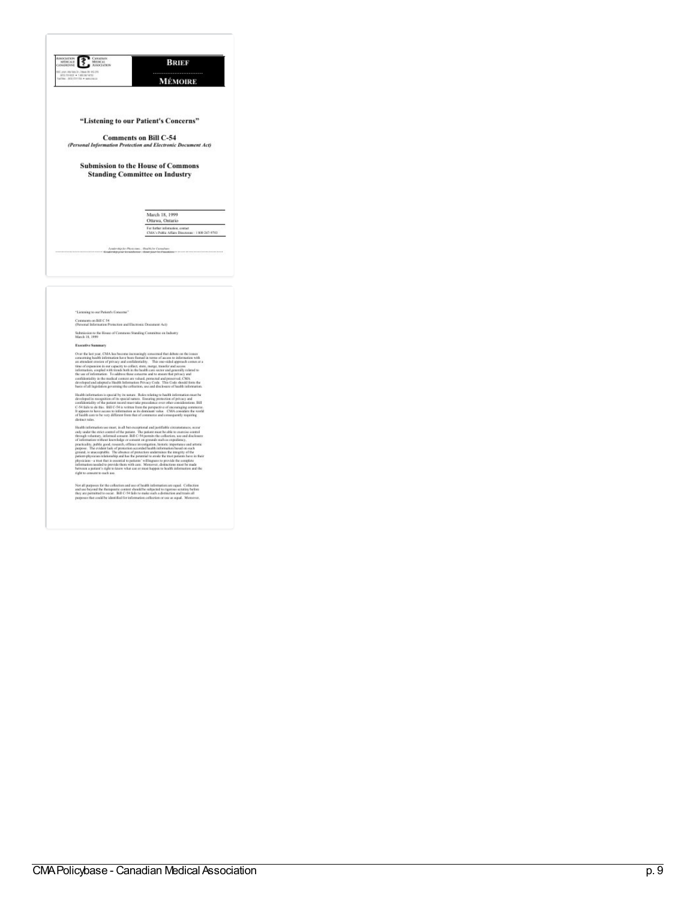Association Médicale Canadienne | Canadian Medical Association

**BRIEF**

**MÉMOIRE**

# "Listening to our Patient's Concerns"

## Comments on Bill C-54

***(Personal Information Protection and Electronic Document Act)***

## Submission to the House of Commons Standing Committee on Industry

March 18, 1999
Ottawa, Ontario

For further information, contact
CMA's Public Affairs Directorate : 1 800 267-9703

*Leadership for Physicians – Health for Canadians*
*Leadership pour les médecins – Santé pour les Canadiens*

---

"Listening to our Patient's Concerns"

Comments on Bill C-54
(Personal Information Protection and Electronic Document Act)

Submission to the House of Commons Standing Committee on Industry
March 18, 1999

**Executive Summary**

Over the last year, CMA has become increasingly concerned that debate on the issues concerning health information have been framed in terms of access to information with an attendant erosion of privacy and confidentiality. This one-sided approach comes at a time of expansion in our capacity to collect, store, merge, transfer and access information, coupled with trends both in the health care sector and generally related to the use of information. To address these concerns and to ensure that privacy and confidentiality in the medical context are valued, protected and preserved, CMA developed and adopted a Health Information Privacy Code. This Code should form the basis of all legislation governing the collection, use and disclosure of health information.

Health information is special by its nature. Rules relating to health information must be developed in recognition of its special nature. Ensuring protection of privacy and confidentiality of the patient record must take precedence over other considerations. Bill C-54 fails to do this. Bill C-54 is written from the perspective of encouraging commerce. It appears to have access to information as its dominant value. CMA considers the world of health care to be very different from that of commerce and consequently requiring distinct rules.

Health information use must, in all but exceptional and justifiable circumstances, occur only under the strict control of the patient. The patient must be able to exercise control through voluntary, informed consent. Bill C-54 permits the collection, use and disclosure of information without knowledge or consent on grounds such as expediency, practicality, public good, research, offence investigation, historic importance and artistic purpose. The evident lack of protection accorded health information based on such grounds, is unacceptable. The absence of protection undermines the integrity of the patient-physician relationship and has the potential to erode the trust patients have in their physicians - a trust that is essential to patients' willingness to provide the complete information needed to provide them with care. Moreover, distinctions must be made between a patient's right to know what can or must happen to health information and the right to consent to each use.

Not all purposes for the collection and use of health information are equal. Collection and use beyond the therapeutic context should be subjected to rigorous scrutiny before they are permitted to occur. Bill C-54 fails to make such a distinction and treats all purposes that could be identified for information collection or use as equal. Moreover,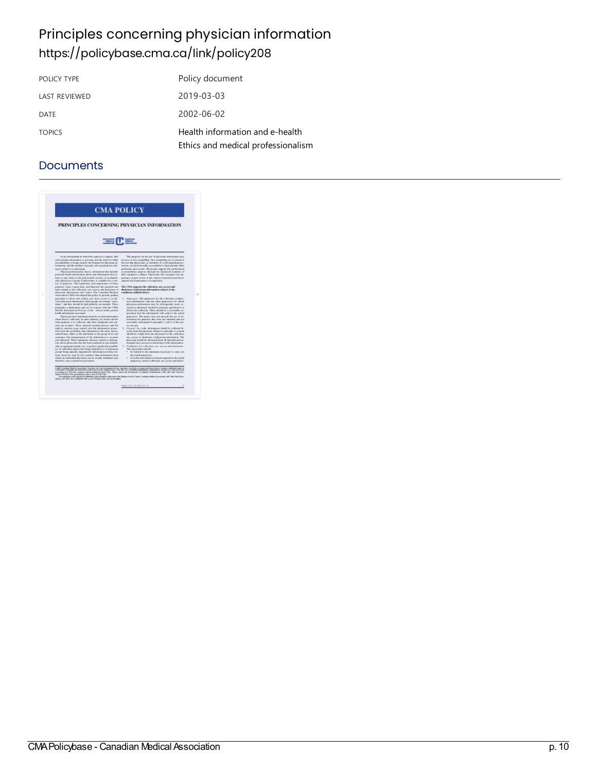# Principles concerning physician information

https://policybase.cma.ca/link/policy208

| | |
|---|---|
| POLICY TYPE | Policy document |
| LAST REVIEWED | 2019-03-03 |
| DATE | 2002-06-02 |
| TOPICS | Health information and e-health<br>Ethics and medical professionalism |

## Documents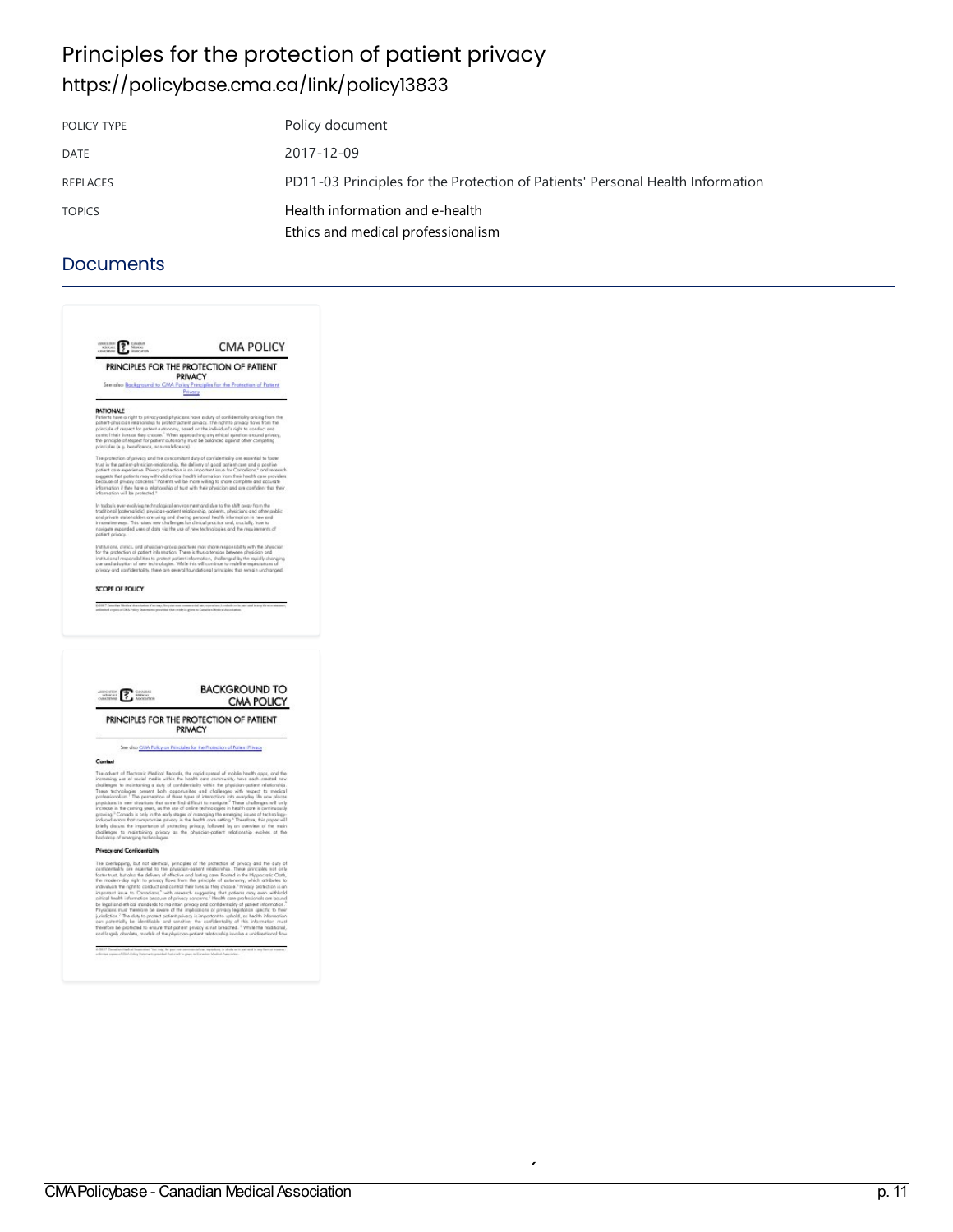# Principles for the protection of patient privacy

https://policybase.cma.ca/link/policy13833

| | |
|---|---|
| POLICY TYPE | Policy document |
| DATE | 2017-12-09 |
| REPLACES | PD11-03 Principles for the Protection of Patients' Personal Health Information |
| TOPICS | Health information and e-health<br>Ethics and medical professionalism |

## Documents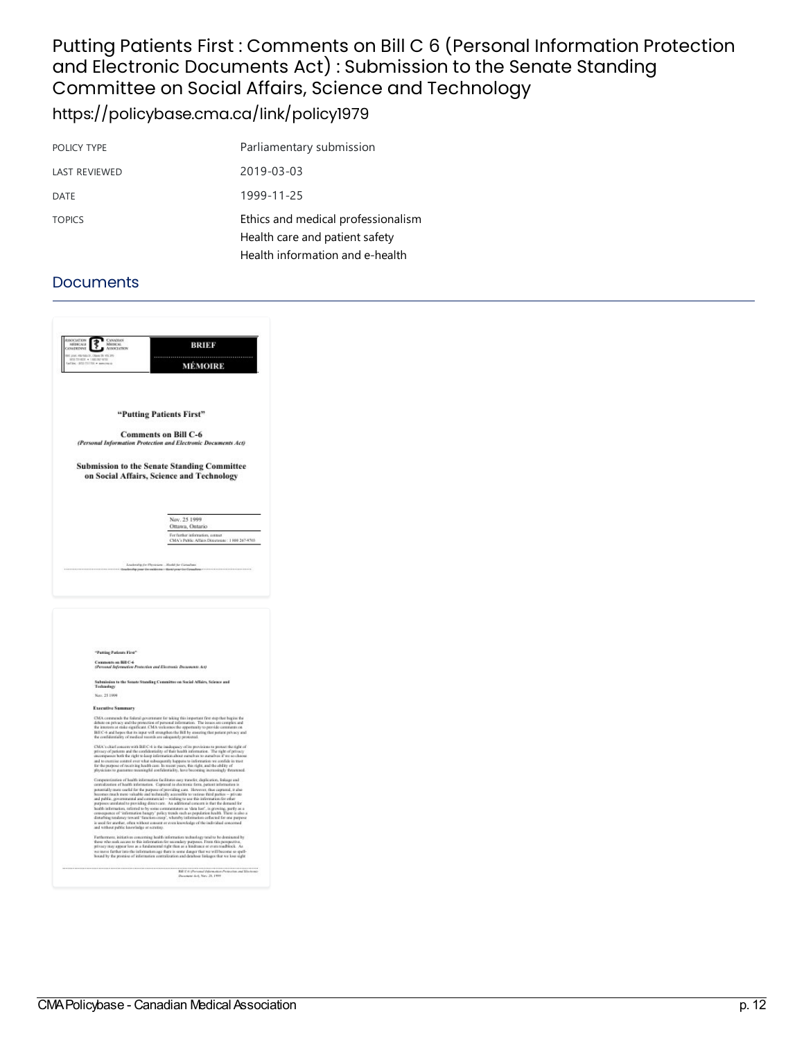# Putting Patients First : Comments on Bill C 6 (Personal Information Protection and Electronic Documents Act) : Submission to the Senate Standing Committee on Social Affairs, Science and Technology

https://policybase.cma.ca/link/policy1979

| | |
|---|---|
| POLICY TYPE | Parliamentary submission |
| LAST REVIEWED | 2019-03-03 |
| DATE | 1999-11-25 |
| TOPICS | Ethics and medical professionalism<br>Health care and patient safety<br>Health information and e-health |

## Documents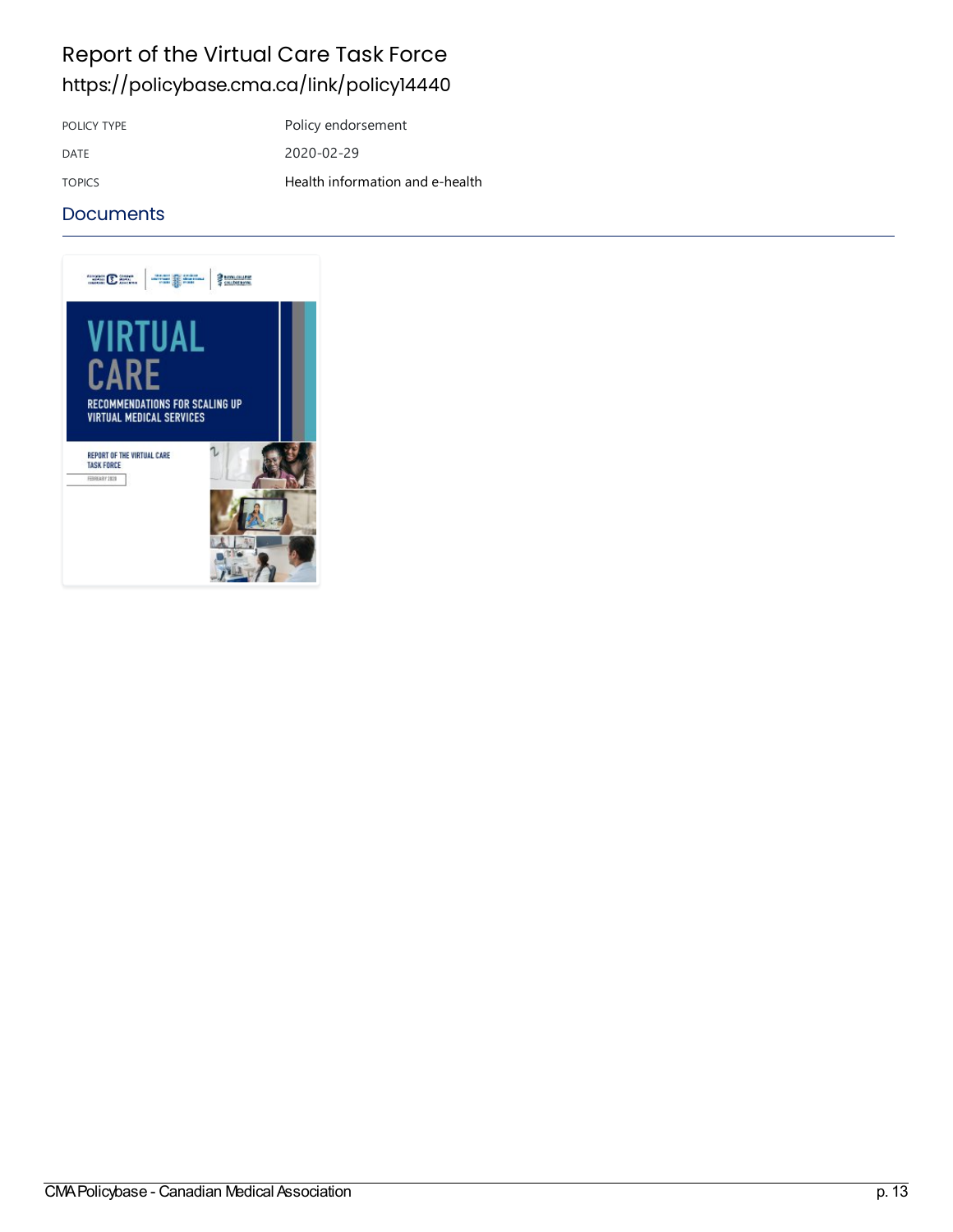# Report of the Virtual Care Task Force

https://policybase.cma.ca/link/policy14440

| | |
|---|---|
| POLICY TYPE | Policy endorsement |
| DATE | 2020-02-29 |
| TOPICS | Health information and e-health |

## Documents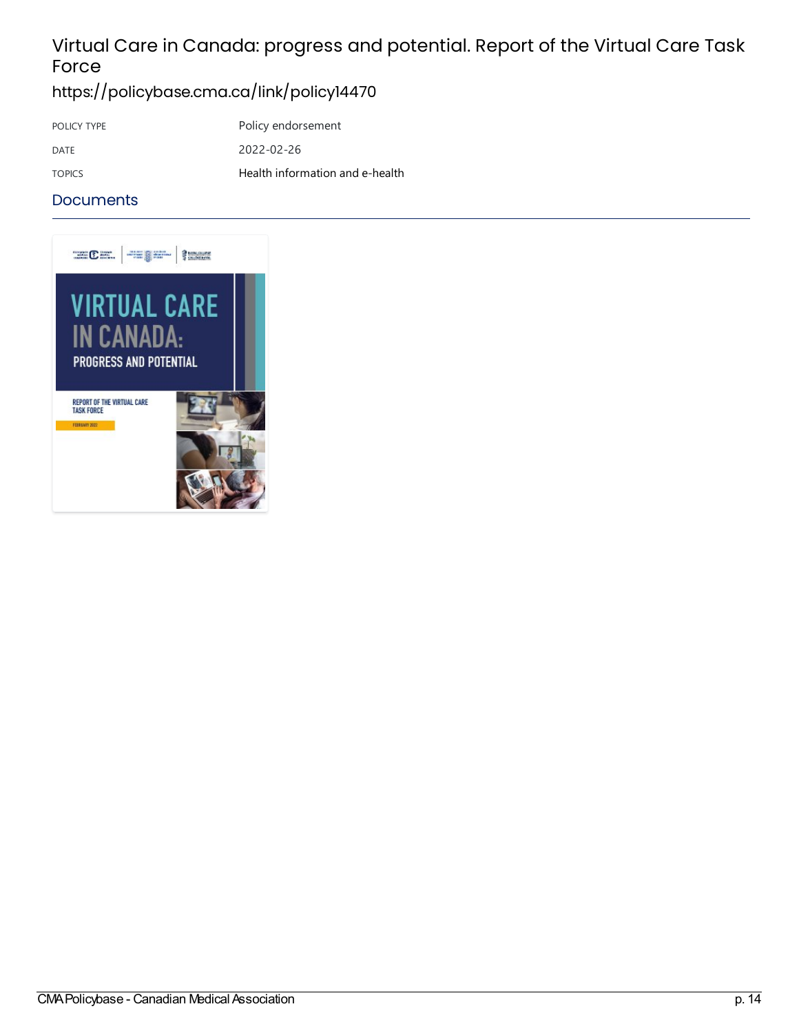# Virtual Care in Canada: progress and potential. Report of the Virtual Care Task Force

https://policybase.cma.ca/link/policy14470

| | |
|---|---|
| POLICY TYPE | Policy endorsement |
| DATE | 2022-02-26 |
| TOPICS | Health information and e-health |

## Documents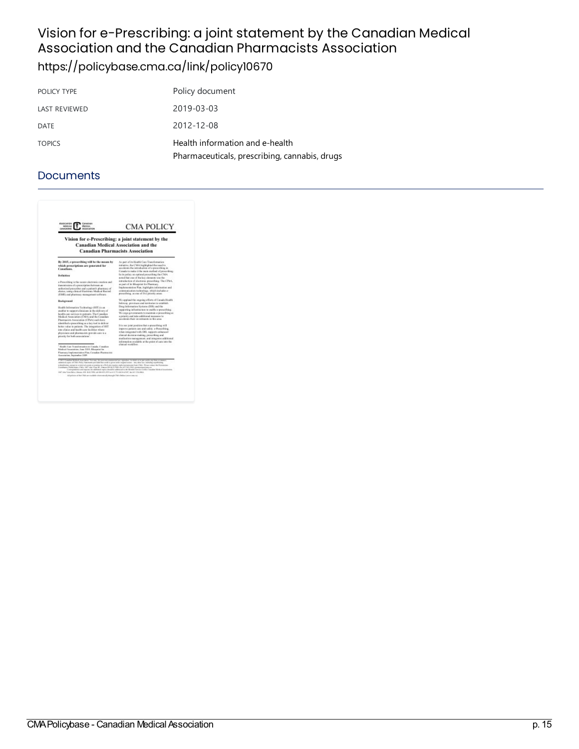# Vision for e-Prescribing: a joint statement by the Canadian Medical Association and the Canadian Pharmacists Association

https://policybase.cma.ca/link/policy10670

| | |
|---|---|
| POLICY TYPE | Policy document |
| LAST REVIEWED | 2019-03-03 |
| DATE | 2012-12-08 |
| TOPICS | Health information and e-health<br>Pharmaceuticals, prescribing, cannabis, drugs |

## Documents